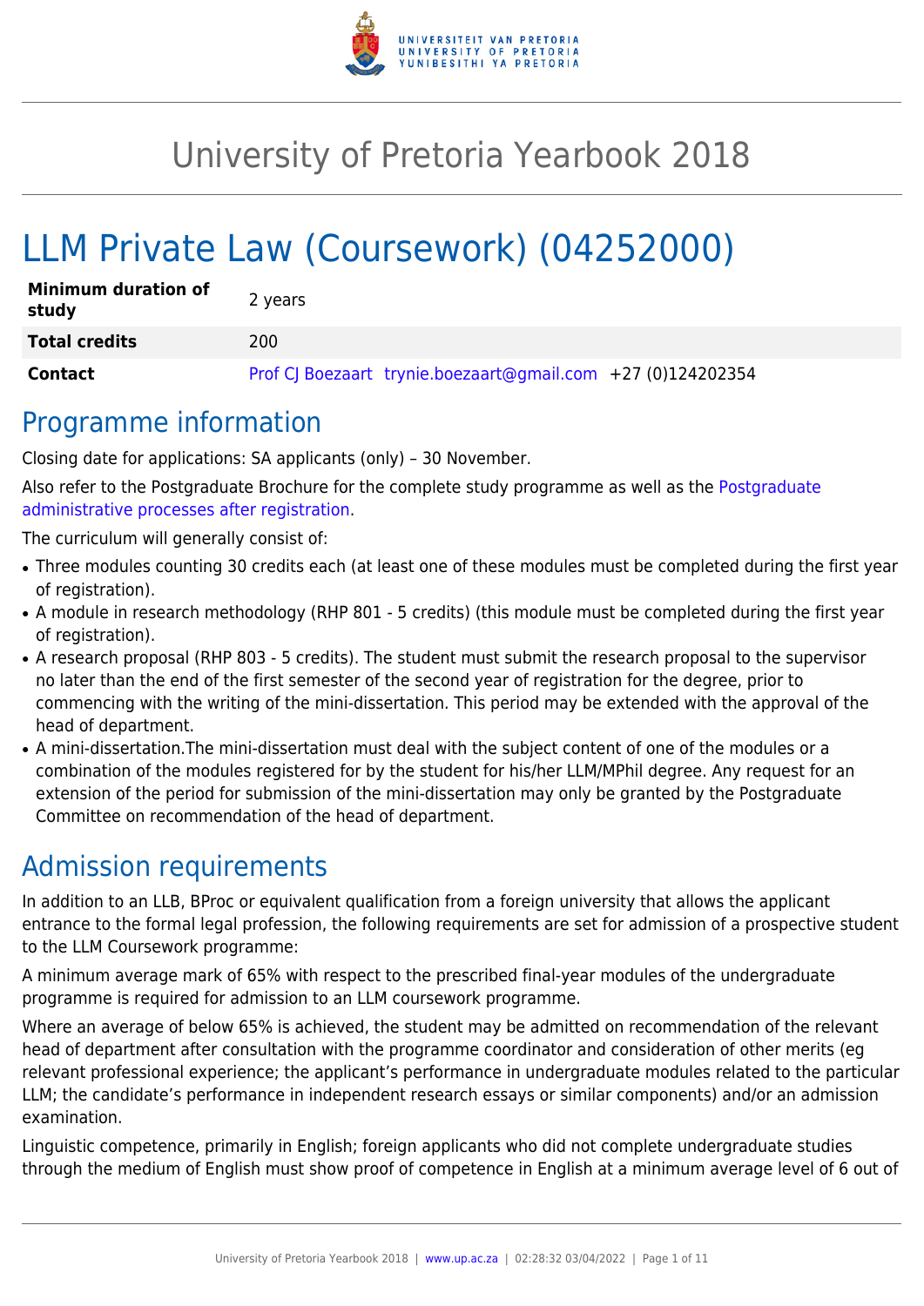# University of Pretoria Yearbook 2018

# LLM Private Law (Coursework) (04252000)

| | |
|---|---|
| **Minimum duration of study** | 2 years |
| **Total credits** | 200 |
| **Contact** | Prof CJ Boezaart trynie.boezaart@gmail.com +27 (0)124202354 |

## Programme information

Closing date for applications: SA applicants (only) – 30 November.

Also refer to the Postgraduate Brochure for the complete study programme as well as the Postgraduate administrative processes after registration.

The curriculum will generally consist of:

- Three modules counting 30 credits each (at least one of these modules must be completed during the first year of registration).
- A module in research methodology (RHP 801 - 5 credits) (this module must be completed during the first year of registration).
- A research proposal (RHP 803 - 5 credits). The student must submit the research proposal to the supervisor no later than the end of the first semester of the second year of registration for the degree, prior to commencing with the writing of the mini-dissertation. This period may be extended with the approval of the head of department.
- A mini-dissertation.The mini-dissertation must deal with the subject content of one of the modules or a combination of the modules registered for by the student for his/her LLM/MPhil degree. Any request for an extension of the period for submission of the mini-dissertation may only be granted by the Postgraduate Committee on recommendation of the head of department.

## Admission requirements

In addition to an LLB, BProc or equivalent qualification from a foreign university that allows the applicant entrance to the formal legal profession, the following requirements are set for admission of a prospective student to the LLM Coursework programme:

A minimum average mark of 65% with respect to the prescribed final-year modules of the undergraduate programme is required for admission to an LLM coursework programme.

Where an average of below 65% is achieved, the student may be admitted on recommendation of the relevant head of department after consultation with the programme coordinator and consideration of other merits (eg relevant professional experience; the applicant's performance in undergraduate modules related to the particular LLM; the candidate's performance in independent research essays or similar components) and/or an admission examination.

Linguistic competence, primarily in English; foreign applicants who did not complete undergraduate studies through the medium of English must show proof of competence in English at a minimum average level of 6 out of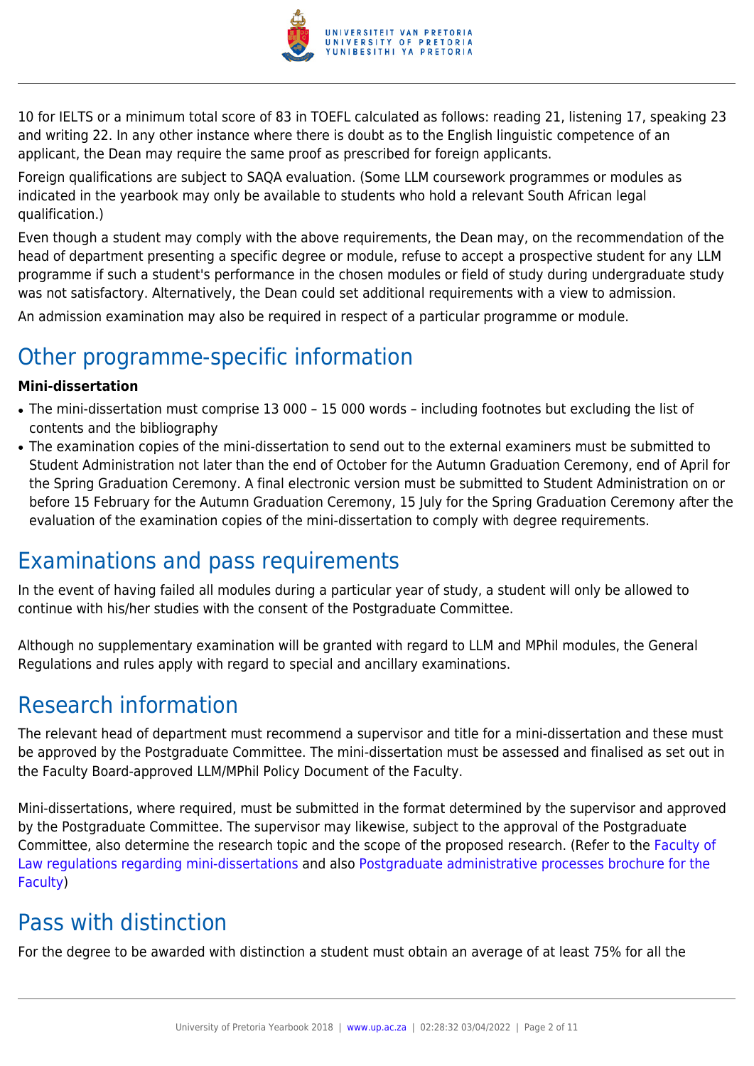10 for IELTS or a minimum total score of 83 in TOEFL calculated as follows: reading 21, listening 17, speaking 23 and writing 22. In any other instance where there is doubt as to the English linguistic competence of an applicant, the Dean may require the same proof as prescribed for foreign applicants.

Foreign qualifications are subject to SAQA evaluation. (Some LLM coursework programmes or modules as indicated in the yearbook may only be available to students who hold a relevant South African legal qualification.)

Even though a student may comply with the above requirements, the Dean may, on the recommendation of the head of department presenting a specific degree or module, refuse to accept a prospective student for any LLM programme if such a student's performance in the chosen modules or field of study during undergraduate study was not satisfactory. Alternatively, the Dean could set additional requirements with a view to admission.

An admission examination may also be required in respect of a particular programme or module.

## Other programme-specific information

**Mini-dissertation**

- The mini-dissertation must comprise 13 000 – 15 000 words – including footnotes but excluding the list of contents and the bibliography
- The examination copies of the mini-dissertation to send out to the external examiners must be submitted to Student Administration not later than the end of October for the Autumn Graduation Ceremony, end of April for the Spring Graduation Ceremony. A final electronic version must be submitted to Student Administration on or before 15 February for the Autumn Graduation Ceremony, 15 July for the Spring Graduation Ceremony after the evaluation of the examination copies of the mini-dissertation to comply with degree requirements.

## Examinations and pass requirements

In the event of having failed all modules during a particular year of study, a student will only be allowed to continue with his/her studies with the consent of the Postgraduate Committee.

Although no supplementary examination will be granted with regard to LLM and MPhil modules, the General Regulations and rules apply with regard to special and ancillary examinations.

## Research information

The relevant head of department must recommend a supervisor and title for a mini-dissertation and these must be approved by the Postgraduate Committee. The mini-dissertation must be assessed and finalised as set out in the Faculty Board-approved LLM/MPhil Policy Document of the Faculty.

Mini-dissertations, where required, must be submitted in the format determined by the supervisor and approved by the Postgraduate Committee. The supervisor may likewise, subject to the approval of the Postgraduate Committee, also determine the research topic and the scope of the proposed research. (Refer to the Faculty of Law regulations regarding mini-dissertations and also Postgraduate administrative processes brochure for the Faculty)

## Pass with distinction

For the degree to be awarded with distinction a student must obtain an average of at least 75% for all the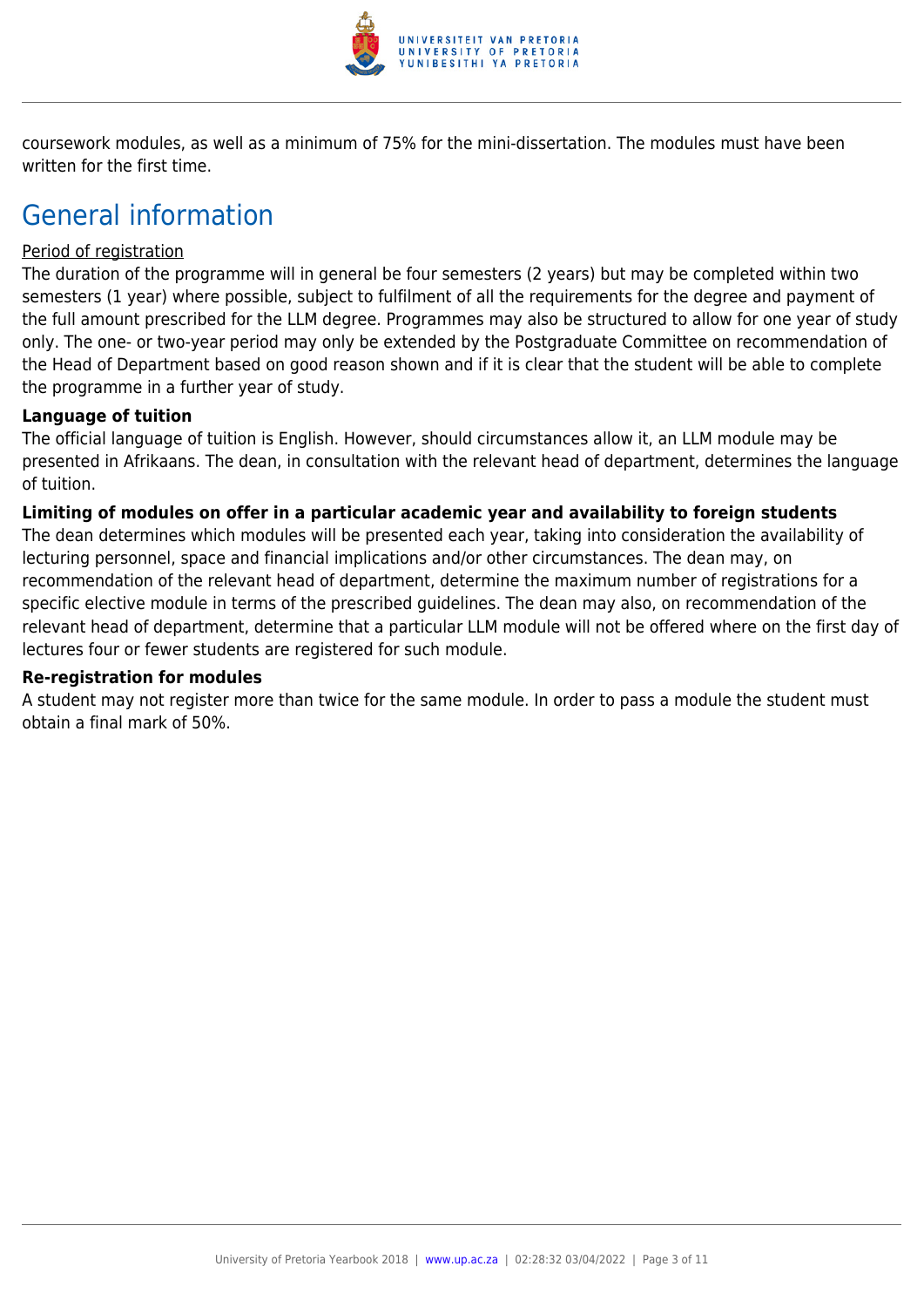coursework modules, as well as a minimum of 75% for the mini-dissertation. The modules must have been written for the first time.

# General information

Period of registration

The duration of the programme will in general be four semesters (2 years) but may be completed within two semesters (1 year) where possible, subject to fulfilment of all the requirements for the degree and payment of the full amount prescribed for the LLM degree. Programmes may also be structured to allow for one year of study only. The one- or two-year period may only be extended by the Postgraduate Committee on recommendation of the Head of Department based on good reason shown and if it is clear that the student will be able to complete the programme in a further year of study.

**Language of tuition**

The official language of tuition is English. However, should circumstances allow it, an LLM module may be presented in Afrikaans. The dean, in consultation with the relevant head of department, determines the language of tuition.

**Limiting of modules on offer in a particular academic year and availability to foreign students**

The dean determines which modules will be presented each year, taking into consideration the availability of lecturing personnel, space and financial implications and/or other circumstances. The dean may, on recommendation of the relevant head of department, determine the maximum number of registrations for a specific elective module in terms of the prescribed guidelines. The dean may also, on recommendation of the relevant head of department, determine that a particular LLM module will not be offered where on the first day of lectures four or fewer students are registered for such module.

**Re-registration for modules**

A student may not register more than twice for the same module. In order to pass a module the student must obtain a final mark of 50%.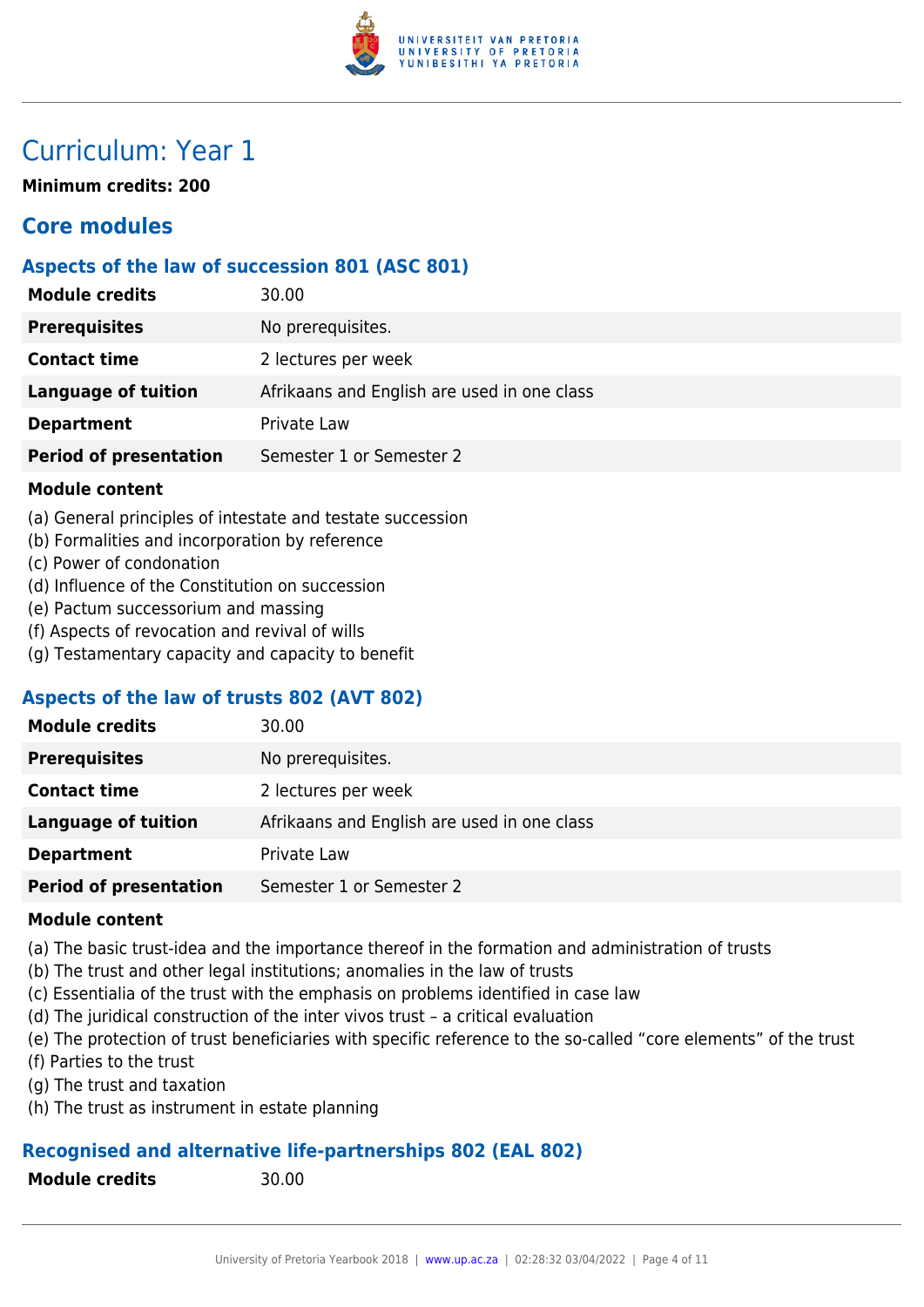# Curriculum: Year 1

**Minimum credits: 200**

## Core modules

### Aspects of the law of succession 801 (ASC 801)

| **Module credits** | 30.00 |
|---|---|
| **Prerequisites** | No prerequisites. |
| **Contact time** | 2 lectures per week |
| **Language of tuition** | Afrikaans and English are used in one class |
| **Department** | Private Law |
| **Period of presentation** | Semester 1 or Semester 2 |

**Module content**

(a) General principles of intestate and testate succession
(b) Formalities and incorporation by reference
(c) Power of condonation
(d) Influence of the Constitution on succession
(e) Pactum successorium and massing
(f) Aspects of revocation and revival of wills
(g) Testamentary capacity and capacity to benefit

### Aspects of the law of trusts 802 (AVT 802)

| **Module credits** | 30.00 |
|---|---|
| **Prerequisites** | No prerequisites. |
| **Contact time** | 2 lectures per week |
| **Language of tuition** | Afrikaans and English are used in one class |
| **Department** | Private Law |
| **Period of presentation** | Semester 1 or Semester 2 |

**Module content**

(a) The basic trust-idea and the importance thereof in the formation and administration of trusts
(b) The trust and other legal institutions; anomalies in the law of trusts
(c) Essentialia of the trust with the emphasis on problems identified in case law
(d) The juridical construction of the inter vivos trust – a critical evaluation
(e) The protection of trust beneficiaries with specific reference to the so-called "core elements" of the trust
(f) Parties to the trust
(g) The trust and taxation
(h) The trust as instrument in estate planning

### Recognised and alternative life-partnerships 802 (EAL 802)

| **Module credits** | 30.00 |
|---|---|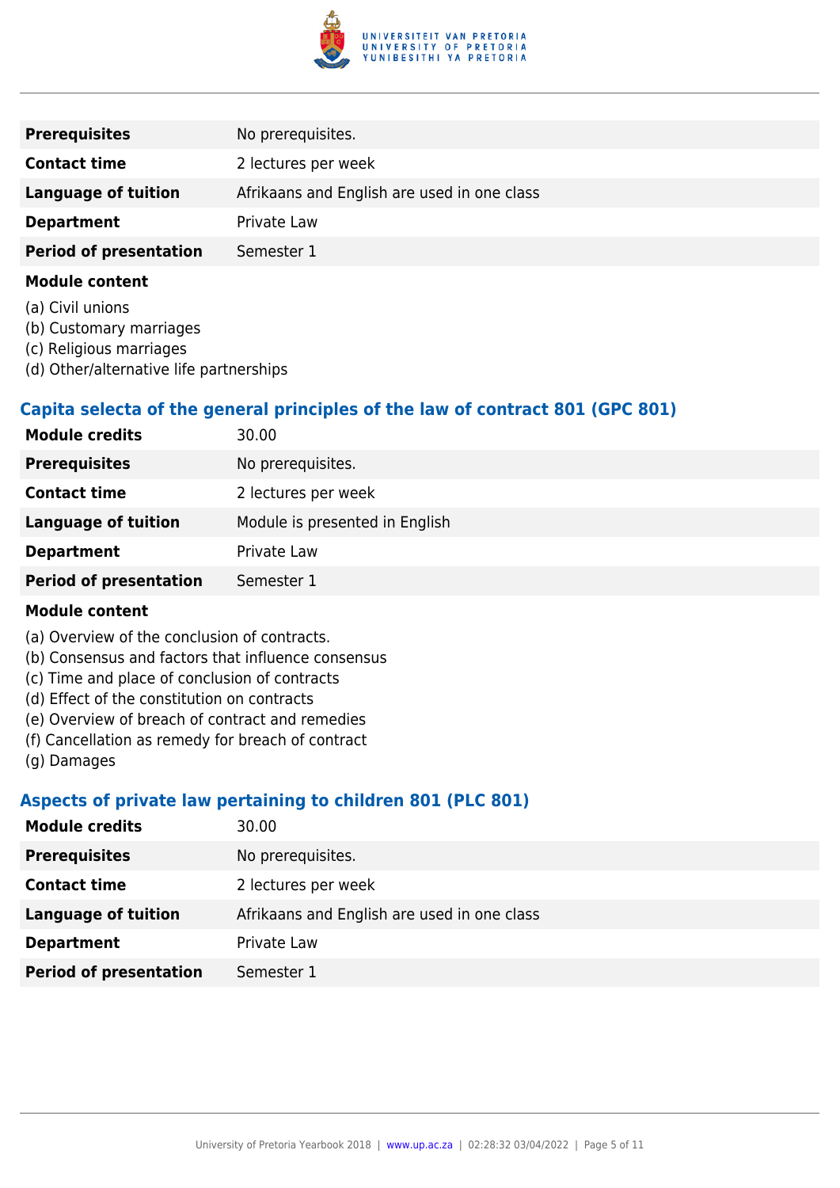| | |
|---|---|
| **Prerequisites** | No prerequisites. |
| **Contact time** | 2 lectures per week |
| **Language of tuition** | Afrikaans and English are used in one class |
| **Department** | Private Law |
| **Period of presentation** | Semester 1 |

**Module content**

(a) Civil unions
(b) Customary marriages
(c) Religious marriages
(d) Other/alternative life partnerships

### Capita selecta of the general principles of the law of contract 801 (GPC 801)

| | |
|---|---|
| **Module credits** | 30.00 |
| **Prerequisites** | No prerequisites. |
| **Contact time** | 2 lectures per week |
| **Language of tuition** | Module is presented in English |
| **Department** | Private Law |
| **Period of presentation** | Semester 1 |

**Module content**

(a) Overview of the conclusion of contracts.
(b) Consensus and factors that influence consensus
(c) Time and place of conclusion of contracts
(d) Effect of the constitution on contracts
(e) Overview of breach of contract and remedies
(f) Cancellation as remedy for breach of contract
(g) Damages

### Aspects of private law pertaining to children 801 (PLC 801)

| | |
|---|---|
| **Module credits** | 30.00 |
| **Prerequisites** | No prerequisites. |
| **Contact time** | 2 lectures per week |
| **Language of tuition** | Afrikaans and English are used in one class |
| **Department** | Private Law |
| **Period of presentation** | Semester 1 |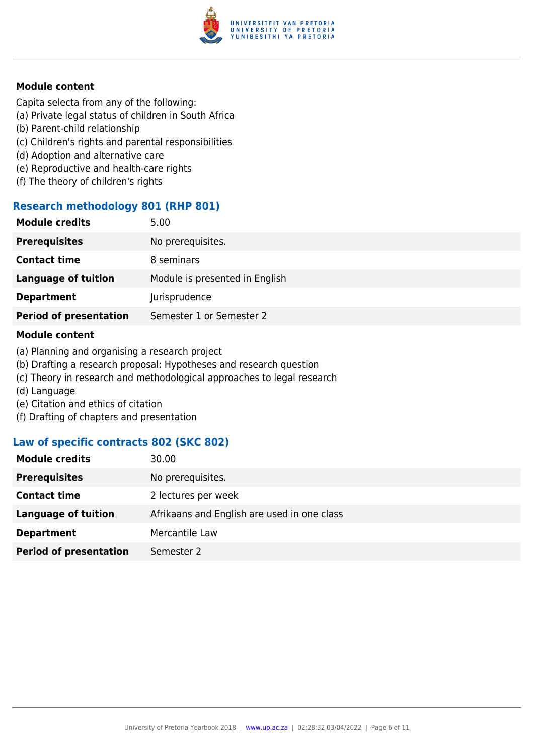**Module content**

Capita selecta from any of the following:
(a) Private legal status of children in South Africa
(b) Parent-child relationship
(c) Children's rights and parental responsibilities
(d) Adoption and alternative care
(e) Reproductive and health-care rights
(f) The theory of children's rights

### Research methodology 801 (RHP 801)

| | |
|---|---|
| **Module credits** | 5.00 |
| **Prerequisites** | No prerequisites. |
| **Contact time** | 8 seminars |
| **Language of tuition** | Module is presented in English |
| **Department** | Jurisprudence |
| **Period of presentation** | Semester 1 or Semester 2 |

**Module content**

(a) Planning and organising a research project
(b) Drafting a research proposal: Hypotheses and research question
(c) Theory in research and methodological approaches to legal research
(d) Language
(e) Citation and ethics of citation
(f) Drafting of chapters and presentation

### Law of specific contracts 802 (SKC 802)

| | |
|---|---|
| **Module credits** | 30.00 |
| **Prerequisites** | No prerequisites. |
| **Contact time** | 2 lectures per week |
| **Language of tuition** | Afrikaans and English are used in one class |
| **Department** | Mercantile Law |
| **Period of presentation** | Semester 2 |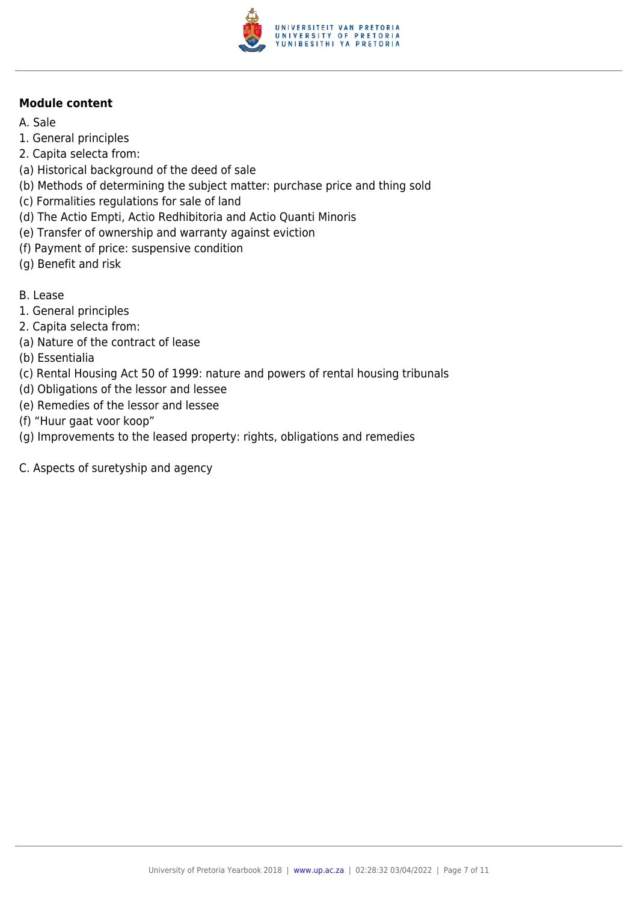**Module content**

A. Sale
1. General principles
2. Capita selecta from:
(a) Historical background of the deed of sale
(b) Methods of determining the subject matter: purchase price and thing sold
(c) Formalities regulations for sale of land
(d) The Actio Empti, Actio Redhibitoria and Actio Quanti Minoris
(e) Transfer of ownership and warranty against eviction
(f) Payment of price: suspensive condition
(g) Benefit and risk

B. Lease
1. General principles
2. Capita selecta from:
(a) Nature of the contract of lease
(b) Essentialia
(c) Rental Housing Act 50 of 1999: nature and powers of rental housing tribunals
(d) Obligations of the lessor and lessee
(e) Remedies of the lessor and lessee
(f) "Huur gaat voor koop"
(g) Improvements to the leased property: rights, obligations and remedies

C. Aspects of suretyship and agency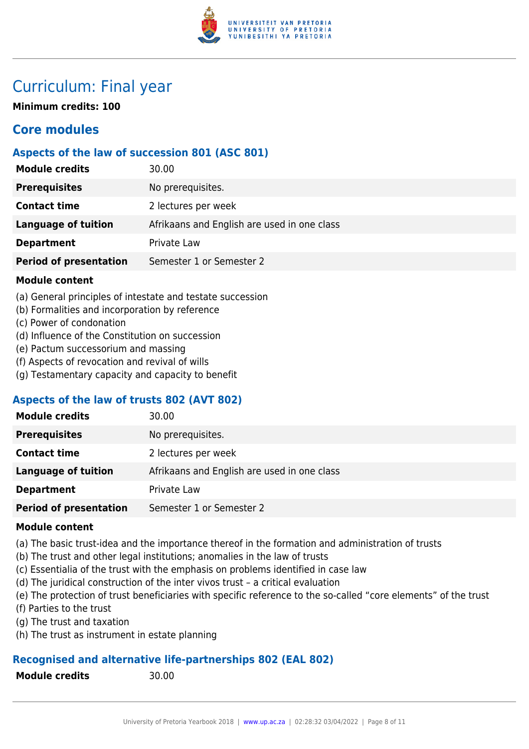# Curriculum: Final year

**Minimum credits: 100**

## Core modules

### Aspects of the law of succession 801 (ASC 801)

| | |
|---|---|
| **Module credits** | 30.00 |
| **Prerequisites** | No prerequisites. |
| **Contact time** | 2 lectures per week |
| **Language of tuition** | Afrikaans and English are used in one class |
| **Department** | Private Law |
| **Period of presentation** | Semester 1 or Semester 2 |

**Module content**

(a) General principles of intestate and testate succession
(b) Formalities and incorporation by reference
(c) Power of condonation
(d) Influence of the Constitution on succession
(e) Pactum successorium and massing
(f) Aspects of revocation and revival of wills
(g) Testamentary capacity and capacity to benefit

### Aspects of the law of trusts 802 (AVT 802)

| | |
|---|---|
| **Module credits** | 30.00 |
| **Prerequisites** | No prerequisites. |
| **Contact time** | 2 lectures per week |
| **Language of tuition** | Afrikaans and English are used in one class |
| **Department** | Private Law |
| **Period of presentation** | Semester 1 or Semester 2 |

**Module content**

(a) The basic trust-idea and the importance thereof in the formation and administration of trusts
(b) The trust and other legal institutions; anomalies in the law of trusts
(c) Essentialia of the trust with the emphasis on problems identified in case law
(d) The juridical construction of the inter vivos trust – a critical evaluation
(e) The protection of trust beneficiaries with specific reference to the so-called "core elements" of the trust
(f) Parties to the trust
(g) The trust and taxation
(h) The trust as instrument in estate planning

### Recognised and alternative life-partnerships 802 (EAL 802)

| | |
|---|---|
| **Module credits** | 30.00 |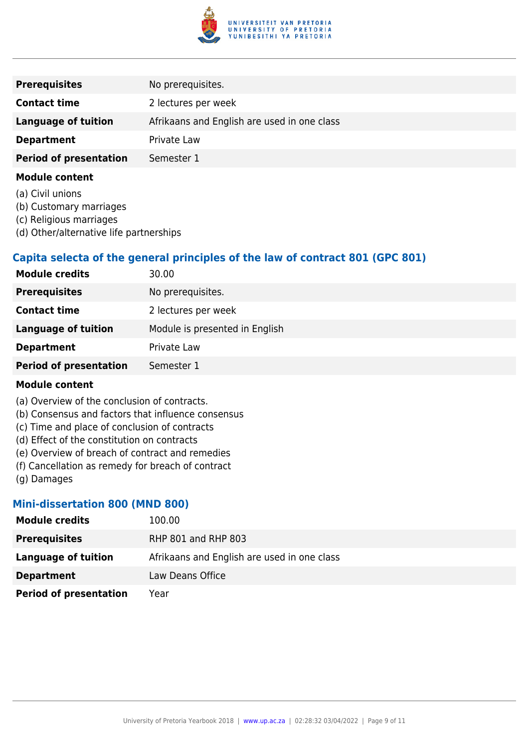| | |
|---|---|
| **Prerequisites** | No prerequisites. |
| **Contact time** | 2 lectures per week |
| **Language of tuition** | Afrikaans and English are used in one class |
| **Department** | Private Law |
| **Period of presentation** | Semester 1 |

**Module content**

(a) Civil unions
(b) Customary marriages
(c) Religious marriages
(d) Other/alternative life partnerships

### Capita selecta of the general principles of the law of contract 801 (GPC 801)

| | |
|---|---|
| **Module credits** | 30.00 |
| **Prerequisites** | No prerequisites. |
| **Contact time** | 2 lectures per week |
| **Language of tuition** | Module is presented in English |
| **Department** | Private Law |
| **Period of presentation** | Semester 1 |

**Module content**

(a) Overview of the conclusion of contracts.
(b) Consensus and factors that influence consensus
(c) Time and place of conclusion of contracts
(d) Effect of the constitution on contracts
(e) Overview of breach of contract and remedies
(f) Cancellation as remedy for breach of contract
(g) Damages

### Mini-dissertation 800 (MND 800)

| | |
|---|---|
| **Module credits** | 100.00 |
| **Prerequisites** | RHP 801 and RHP 803 |
| **Language of tuition** | Afrikaans and English are used in one class |
| **Department** | Law Deans Office |
| **Period of presentation** | Year |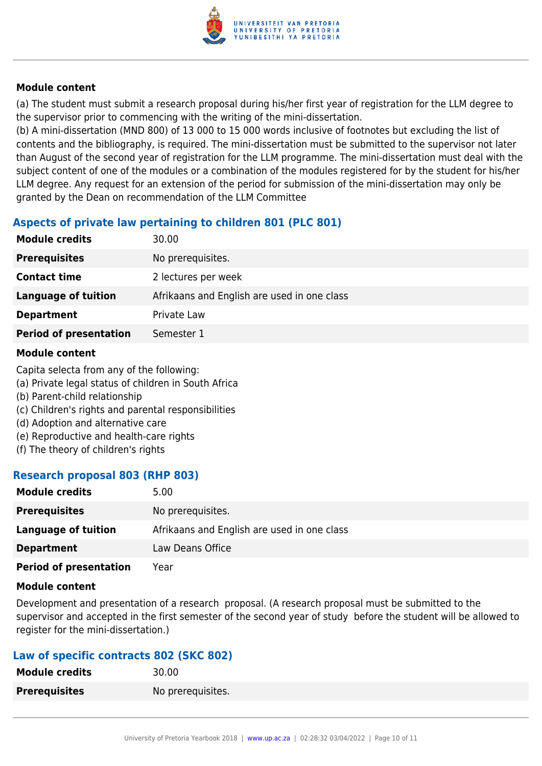**Module content**

(a) The student must submit a research proposal during his/her first year of registration for the LLM degree to the supervisor prior to commencing with the writing of the mini-dissertation.
(b) A mini-dissertation (MND 800) of 13 000 to 15 000 words inclusive of footnotes but excluding the list of contents and the bibliography, is required. The mini-dissertation must be submitted to the supervisor not later than August of the second year of registration for the LLM programme. The mini-dissertation must deal with the subject content of one of the modules or a combination of the modules registered for by the student for his/her LLM degree. Any request for an extension of the period for submission of the mini-dissertation may only be granted by the Dean on recommendation of the LLM Committee

### Aspects of private law pertaining to children 801 (PLC 801)

| | |
|---|---|
| **Module credits** | 30.00 |
| **Prerequisites** | No prerequisites. |
| **Contact time** | 2 lectures per week |
| **Language of tuition** | Afrikaans and English are used in one class |
| **Department** | Private Law |
| **Period of presentation** | Semester 1 |

**Module content**

Capita selecta from any of the following:
(a) Private legal status of children in South Africa
(b) Parent-child relationship
(c) Children's rights and parental responsibilities
(d) Adoption and alternative care
(e) Reproductive and health-care rights
(f) The theory of children's rights

### Research proposal 803 (RHP 803)

| | |
|---|---|
| **Module credits** | 5.00 |
| **Prerequisites** | No prerequisites. |
| **Language of tuition** | Afrikaans and English are used in one class |
| **Department** | Law Deans Office |
| **Period of presentation** | Year |

**Module content**

Development and presentation of a research proposal. (A research proposal must be submitted to the supervisor and accepted in the first semester of the second year of study before the student will be allowed to register for the mini-dissertation.)

### Law of specific contracts 802 (SKC 802)

| | |
|---|---|
| **Module credits** | 30.00 |
| **Prerequisites** | No prerequisites. |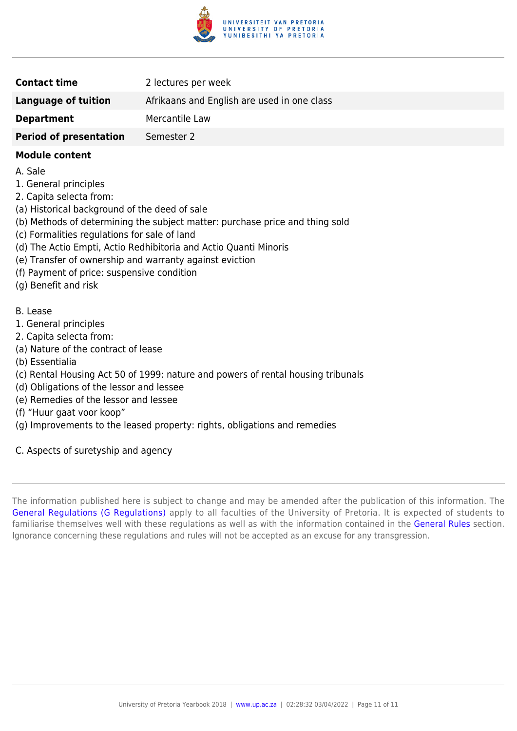| | |
|---|---|
| **Contact time** | 2 lectures per week |
| **Language of tuition** | Afrikaans and English are used in one class |
| **Department** | Mercantile Law |
| **Period of presentation** | Semester 2 |

**Module content**

A. Sale
1. General principles
2. Capita selecta from:
(a) Historical background of the deed of sale
(b) Methods of determining the subject matter: purchase price and thing sold
(c) Formalities regulations for sale of land
(d) The Actio Empti, Actio Redhibitoria and Actio Quanti Minoris
(e) Transfer of ownership and warranty against eviction
(f) Payment of price: suspensive condition
(g) Benefit and risk

B. Lease
1. General principles
2. Capita selecta from:
(a) Nature of the contract of lease
(b) Essentialia
(c) Rental Housing Act 50 of 1999: nature and powers of rental housing tribunals
(d) Obligations of the lessor and lessee
(e) Remedies of the lessor and lessee
(f) "Huur gaat voor koop"
(g) Improvements to the leased property: rights, obligations and remedies

C. Aspects of suretyship and agency

The information published here is subject to change and may be amended after the publication of this information. The General Regulations (G Regulations) apply to all faculties of the University of Pretoria. It is expected of students to familiarise themselves well with these regulations as well as with the information contained in the General Rules section. Ignorance concerning these regulations and rules will not be accepted as an excuse for any transgression.